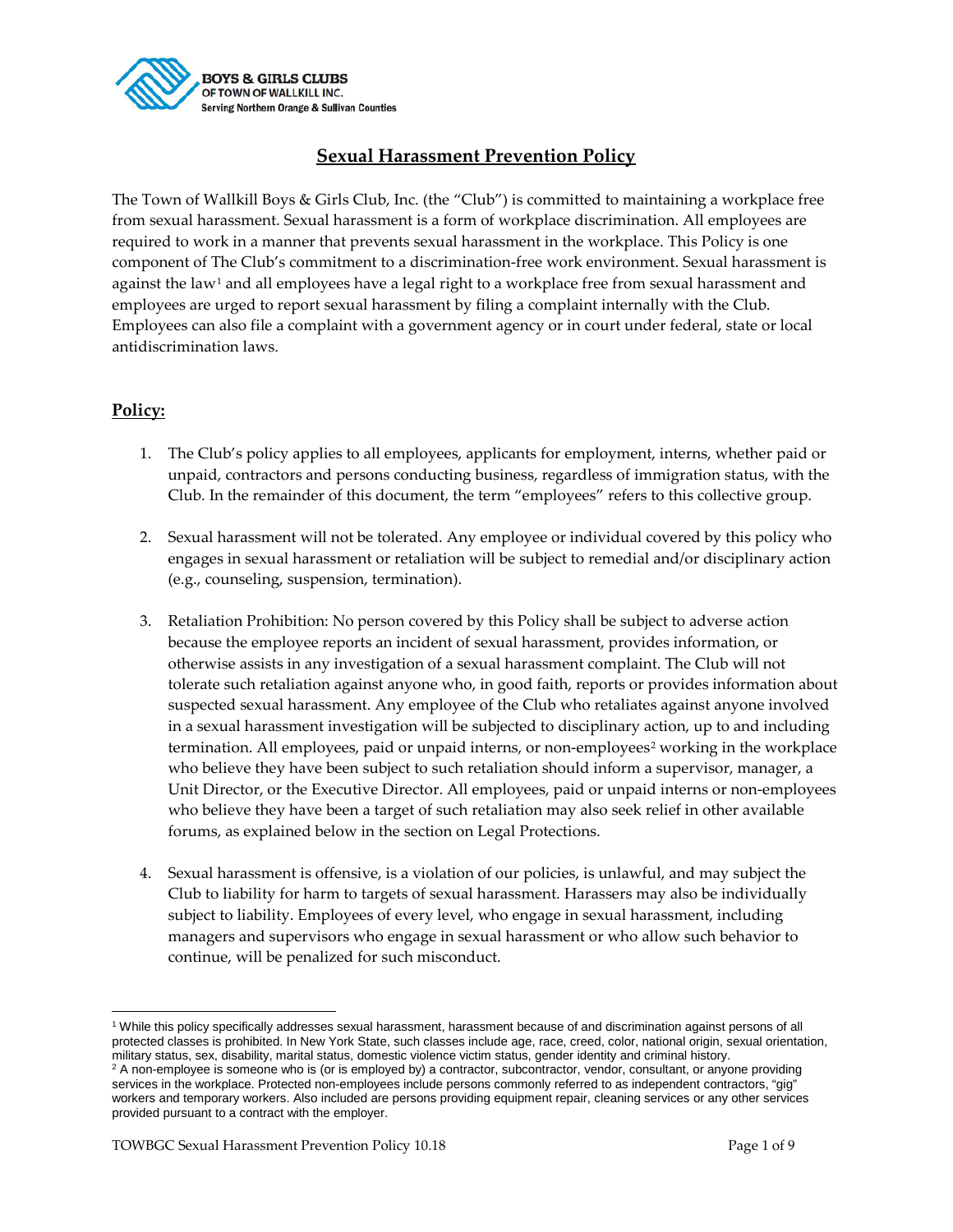**BOYS & GIRLS CLUBS OF TOWN OF WALLKILL INC.**
Serving Northern Orange & Sullivan Counties

# Sexual Harassment Prevention Policy

The Town of Wallkill Boys & Girls Club, Inc. (the "Club") is committed to maintaining a workplace free from sexual harassment. Sexual harassment is a form of workplace discrimination. All employees are required to work in a manner that prevents sexual harassment in the workplace. This Policy is one component of The Club's commitment to a discrimination-free work environment. Sexual harassment is against the law[1] and all employees have a legal right to a workplace free from sexual harassment and employees are urged to report sexual harassment by filing a complaint internally with the Club. Employees can also file a complaint with a government agency or in court under federal, state or local antidiscrimination laws.

## Policy:

1. The Club's policy applies to all employees, applicants for employment, interns, whether paid or unpaid, contractors and persons conducting business, regardless of immigration status, with the Club. In the remainder of this document, the term "employees" refers to this collective group.

2. Sexual harassment will not be tolerated. Any employee or individual covered by this policy who engages in sexual harassment or retaliation will be subject to remedial and/or disciplinary action (e.g., counseling, suspension, termination).

3. Retaliation Prohibition: No person covered by this Policy shall be subject to adverse action because the employee reports an incident of sexual harassment, provides information, or otherwise assists in any investigation of a sexual harassment complaint. The Club will not tolerate such retaliation against anyone who, in good faith, reports or provides information about suspected sexual harassment. Any employee of the Club who retaliates against anyone involved in a sexual harassment investigation will be subjected to disciplinary action, up to and including termination. All employees, paid or unpaid interns, or non-employees[2] working in the workplace who believe they have been subject to such retaliation should inform a supervisor, manager, a Unit Director, or the Executive Director. All employees, paid or unpaid interns or non-employees who believe they have been a target of such retaliation may also seek relief in other available forums, as explained below in the section on Legal Protections.

4. Sexual harassment is offensive, is a violation of our policies, is unlawful, and may subject the Club to liability for harm to targets of sexual harassment. Harassers may also be individually subject to liability. Employees of every level, who engage in sexual harassment, including managers and supervisors who engage in sexual harassment or who allow such behavior to continue, will be penalized for such misconduct.

---

[1] While this policy specifically addresses sexual harassment, harassment because of and discrimination against persons of all protected classes is prohibited. In New York State, such classes include age, race, creed, color, national origin, sexual orientation, military status, sex, disability, marital status, domestic violence victim status, gender identity and criminal history.

[2] A non-employee is someone who is (or is employed by) a contractor, subcontractor, vendor, consultant, or anyone providing services in the workplace. Protected non-employees include persons commonly referred to as independent contractors, "gig" workers and temporary workers. Also included are persons providing equipment repair, cleaning services or any other services provided pursuant to a contract with the employer.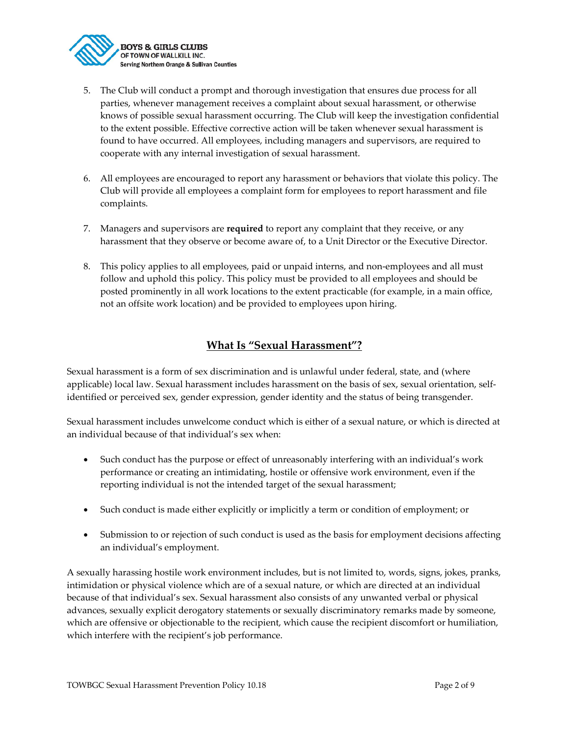5. The Club will conduct a prompt and thorough investigation that ensures due process for all parties, whenever management receives a complaint about sexual harassment, or otherwise knows of possible sexual harassment occurring. The Club will keep the investigation confidential to the extent possible. Effective corrective action will be taken whenever sexual harassment is found to have occurred. All employees, including managers and supervisors, are required to cooperate with any internal investigation of sexual harassment.

6. All employees are encouraged to report any harassment or behaviors that violate this policy. The Club will provide all employees a complaint form for employees to report harassment and file complaints.

7. Managers and supervisors are **required** to report any complaint that they receive, or any harassment that they observe or become aware of, to a Unit Director or the Executive Director.

8. This policy applies to all employees, paid or unpaid interns, and non-employees and all must follow and uphold this policy. This policy must be provided to all employees and should be posted prominently in all work locations to the extent practicable (for example, in a main office, not an offsite work location) and be provided to employees upon hiring.

## What Is "Sexual Harassment"?

Sexual harassment is a form of sex discrimination and is unlawful under federal, state, and (where applicable) local law. Sexual harassment includes harassment on the basis of sex, sexual orientation, self-identified or perceived sex, gender expression, gender identity and the status of being transgender.

Sexual harassment includes unwelcome conduct which is either of a sexual nature, or which is directed at an individual because of that individual's sex when:

- Such conduct has the purpose or effect of unreasonably interfering with an individual's work performance or creating an intimidating, hostile or offensive work environment, even if the reporting individual is not the intended target of the sexual harassment;
- Such conduct is made either explicitly or implicitly a term or condition of employment; or
- Submission to or rejection of such conduct is used as the basis for employment decisions affecting an individual's employment.

A sexually harassing hostile work environment includes, but is not limited to, words, signs, jokes, pranks, intimidation or physical violence which are of a sexual nature, or which are directed at an individual because of that individual's sex. Sexual harassment also consists of any unwanted verbal or physical advances, sexually explicit derogatory statements or sexually discriminatory remarks made by someone, which are offensive or objectionable to the recipient, which cause the recipient discomfort or humiliation, which interfere with the recipient's job performance.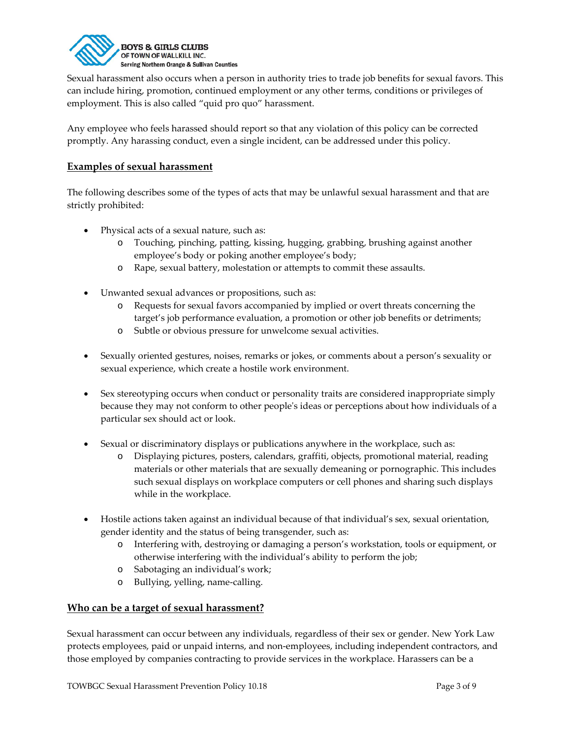Sexual harassment also occurs when a person in authority tries to trade job benefits for sexual favors. This can include hiring, promotion, continued employment or any other terms, conditions or privileges of employment. This is also called "quid pro quo" harassment.

Any employee who feels harassed should report so that any violation of this policy can be corrected promptly. Any harassing conduct, even a single incident, can be addressed under this policy.

## Examples of sexual harassment

The following describes some of the types of acts that may be unlawful sexual harassment and that are strictly prohibited:

- Physical acts of a sexual nature, such as:
  - Touching, pinching, patting, kissing, hugging, grabbing, brushing against another employee's body or poking another employee's body;
  - Rape, sexual battery, molestation or attempts to commit these assaults.
- Unwanted sexual advances or propositions, such as:
  - Requests for sexual favors accompanied by implied or overt threats concerning the target's job performance evaluation, a promotion or other job benefits or detriments;
  - Subtle or obvious pressure for unwelcome sexual activities.
- Sexually oriented gestures, noises, remarks or jokes, or comments about a person's sexuality or sexual experience, which create a hostile work environment.
- Sex stereotyping occurs when conduct or personality traits are considered inappropriate simply because they may not conform to other people's ideas or perceptions about how individuals of a particular sex should act or look.
- Sexual or discriminatory displays or publications anywhere in the workplace, such as:
  - Displaying pictures, posters, calendars, graffiti, objects, promotional material, reading materials or other materials that are sexually demeaning or pornographic. This includes such sexual displays on workplace computers or cell phones and sharing such displays while in the workplace.
- Hostile actions taken against an individual because of that individual's sex, sexual orientation, gender identity and the status of being transgender, such as:
  - Interfering with, destroying or damaging a person's workstation, tools or equipment, or otherwise interfering with the individual's ability to perform the job;
  - Sabotaging an individual's work;
  - Bullying, yelling, name-calling.

## Who can be a target of sexual harassment?

Sexual harassment can occur between any individuals, regardless of their sex or gender. New York Law protects employees, paid or unpaid interns, and non-employees, including independent contractors, and those employed by companies contracting to provide services in the workplace. Harassers can be a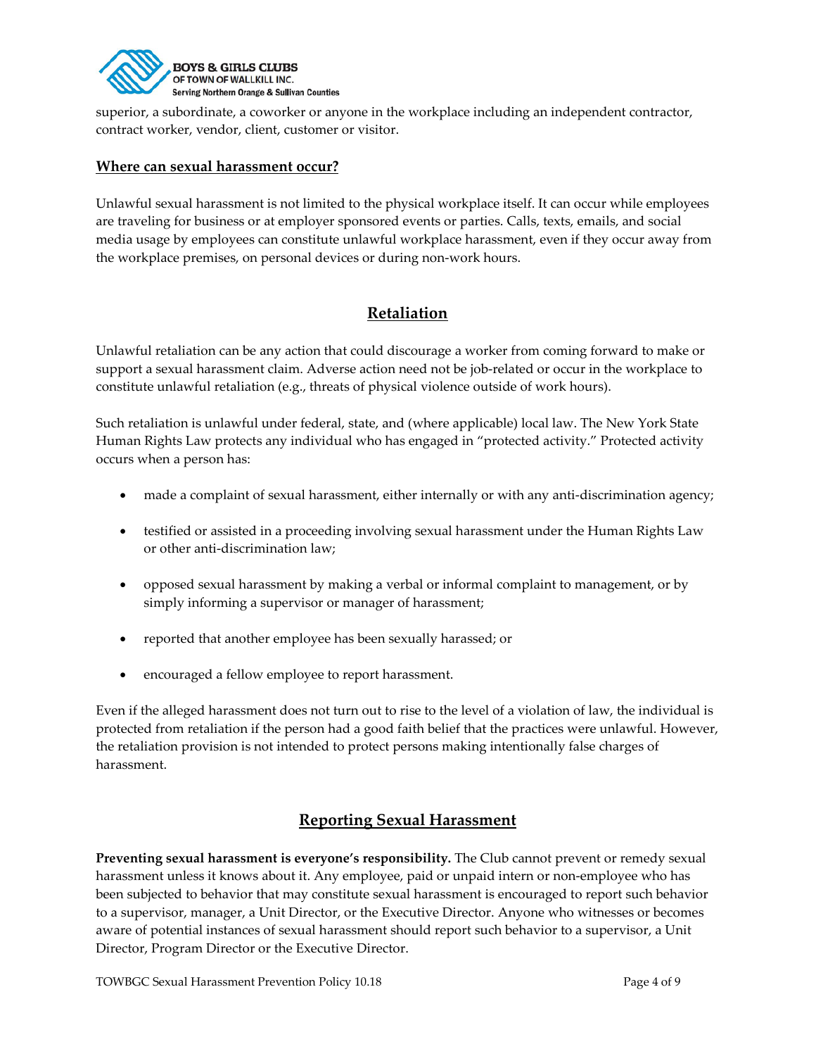superior, a subordinate, a coworker or anyone in the workplace including an independent contractor, contract worker, vendor, client, customer or visitor.

**Where can sexual harassment occur?**

Unlawful sexual harassment is not limited to the physical workplace itself. It can occur while employees are traveling for business or at employer sponsored events or parties. Calls, texts, emails, and social media usage by employees can constitute unlawful workplace harassment, even if they occur away from the workplace premises, on personal devices or during non-work hours.

## Retaliation

Unlawful retaliation can be any action that could discourage a worker from coming forward to make or support a sexual harassment claim. Adverse action need not be job-related or occur in the workplace to constitute unlawful retaliation (e.g., threats of physical violence outside of work hours).

Such retaliation is unlawful under federal, state, and (where applicable) local law. The New York State Human Rights Law protects any individual who has engaged in "protected activity." Protected activity occurs when a person has:

- made a complaint of sexual harassment, either internally or with any anti-discrimination agency;
- testified or assisted in a proceeding involving sexual harassment under the Human Rights Law or other anti-discrimination law;
- opposed sexual harassment by making a verbal or informal complaint to management, or by simply informing a supervisor or manager of harassment;
- reported that another employee has been sexually harassed; or
- encouraged a fellow employee to report harassment.

Even if the alleged harassment does not turn out to rise to the level of a violation of law, the individual is protected from retaliation if the person had a good faith belief that the practices were unlawful. However, the retaliation provision is not intended to protect persons making intentionally false charges of harassment.

## Reporting Sexual Harassment

**Preventing sexual harassment is everyone's responsibility.** The Club cannot prevent or remedy sexual harassment unless it knows about it. Any employee, paid or unpaid intern or non-employee who has been subjected to behavior that may constitute sexual harassment is encouraged to report such behavior to a supervisor, manager, a Unit Director, or the Executive Director. Anyone who witnesses or becomes aware of potential instances of sexual harassment should report such behavior to a supervisor, a Unit Director, Program Director or the Executive Director.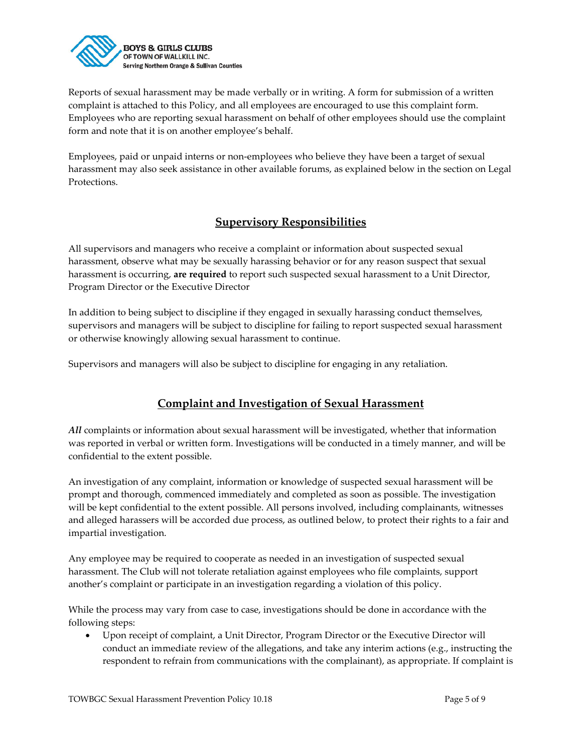Reports of sexual harassment may be made verbally or in writing. A form for submission of a written complaint is attached to this Policy, and all employees are encouraged to use this complaint form. Employees who are reporting sexual harassment on behalf of other employees should use the complaint form and note that it is on another employee's behalf.

Employees, paid or unpaid interns or non-employees who believe they have been a target of sexual harassment may also seek assistance in other available forums, as explained below in the section on Legal Protections.

## Supervisory Responsibilities

All supervisors and managers who receive a complaint or information about suspected sexual harassment, observe what may be sexually harassing behavior or for any reason suspect that sexual harassment is occurring, **are required** to report such suspected sexual harassment to a Unit Director, Program Director or the Executive Director

In addition to being subject to discipline if they engaged in sexually harassing conduct themselves, supervisors and managers will be subject to discipline for failing to report suspected sexual harassment or otherwise knowingly allowing sexual harassment to continue.

Supervisors and managers will also be subject to discipline for engaging in any retaliation.

## Complaint and Investigation of Sexual Harassment

***All*** complaints or information about sexual harassment will be investigated, whether that information was reported in verbal or written form. Investigations will be conducted in a timely manner, and will be confidential to the extent possible.

An investigation of any complaint, information or knowledge of suspected sexual harassment will be prompt and thorough, commenced immediately and completed as soon as possible. The investigation will be kept confidential to the extent possible. All persons involved, including complainants, witnesses and alleged harassers will be accorded due process, as outlined below, to protect their rights to a fair and impartial investigation.

Any employee may be required to cooperate as needed in an investigation of suspected sexual harassment. The Club will not tolerate retaliation against employees who file complaints, support another's complaint or participate in an investigation regarding a violation of this policy.

While the process may vary from case to case, investigations should be done in accordance with the following steps:

- Upon receipt of complaint, a Unit Director, Program Director or the Executive Director will conduct an immediate review of the allegations, and take any interim actions (e.g., instructing the respondent to refrain from communications with the complainant), as appropriate. If complaint is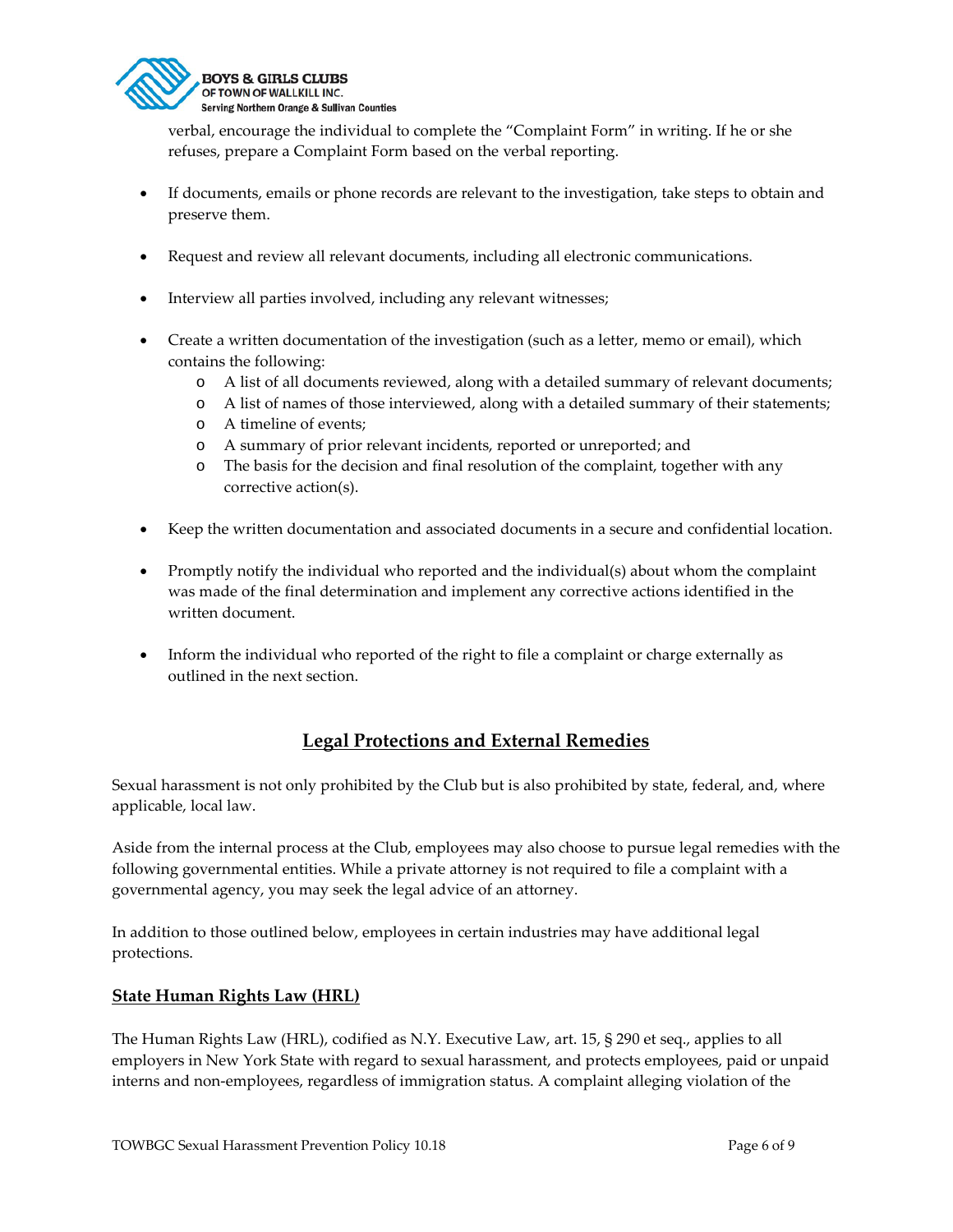verbal, encourage the individual to complete the "Complaint Form" in writing. If he or she refuses, prepare a Complaint Form based on the verbal reporting.

- If documents, emails or phone records are relevant to the investigation, take steps to obtain and preserve them.

- Request and review all relevant documents, including all electronic communications.

- Interview all parties involved, including any relevant witnesses;

- Create a written documentation of the investigation (such as a letter, memo or email), which contains the following:
    - A list of all documents reviewed, along with a detailed summary of relevant documents;
    - A list of names of those interviewed, along with a detailed summary of their statements;
    - A timeline of events;
    - A summary of prior relevant incidents, reported or unreported; and
    - The basis for the decision and final resolution of the complaint, together with any corrective action(s).

- Keep the written documentation and associated documents in a secure and confidential location.

- Promptly notify the individual who reported and the individual(s) about whom the complaint was made of the final determination and implement any corrective actions identified in the written document.

- Inform the individual who reported of the right to file a complaint or charge externally as outlined in the next section.

## Legal Protections and External Remedies

Sexual harassment is not only prohibited by the Club but is also prohibited by state, federal, and, where applicable, local law.

Aside from the internal process at the Club, employees may also choose to pursue legal remedies with the following governmental entities. While a private attorney is not required to file a complaint with a governmental agency, you may seek the legal advice of an attorney.

In addition to those outlined below, employees in certain industries may have additional legal protections.

### State Human Rights Law (HRL)

The Human Rights Law (HRL), codified as N.Y. Executive Law, art. 15, § 290 et seq., applies to all employers in New York State with regard to sexual harassment, and protects employees, paid or unpaid interns and non-employees, regardless of immigration status. A complaint alleging violation of the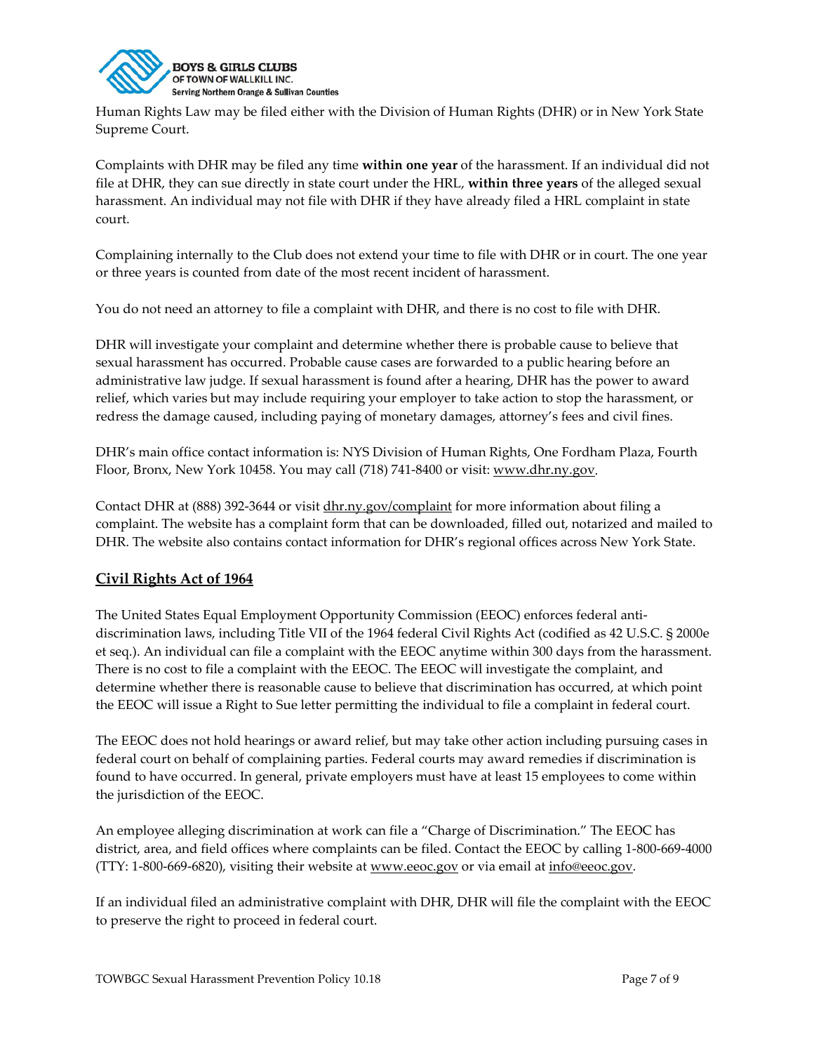Human Rights Law may be filed either with the Division of Human Rights (DHR) or in New York State Supreme Court.

Complaints with DHR may be filed any time **within one year** of the harassment. If an individual did not file at DHR, they can sue directly in state court under the HRL, **within three years** of the alleged sexual harassment. An individual may not file with DHR if they have already filed a HRL complaint in state court.

Complaining internally to the Club does not extend your time to file with DHR or in court. The one year or three years is counted from date of the most recent incident of harassment.

You do not need an attorney to file a complaint with DHR, and there is no cost to file with DHR.

DHR will investigate your complaint and determine whether there is probable cause to believe that sexual harassment has occurred. Probable cause cases are forwarded to a public hearing before an administrative law judge. If sexual harassment is found after a hearing, DHR has the power to award relief, which varies but may include requiring your employer to take action to stop the harassment, or redress the damage caused, including paying of monetary damages, attorney's fees and civil fines.

DHR's main office contact information is: NYS Division of Human Rights, One Fordham Plaza, Fourth Floor, Bronx, New York 10458. You may call (718) 741-8400 or visit: www.dhr.ny.gov.

Contact DHR at (888) 392-3644 or visit dhr.ny.gov/complaint for more information about filing a complaint. The website has a complaint form that can be downloaded, filled out, notarized and mailed to DHR. The website also contains contact information for DHR's regional offices across New York State.

## Civil Rights Act of 1964

The United States Equal Employment Opportunity Commission (EEOC) enforces federal anti-discrimination laws, including Title VII of the 1964 federal Civil Rights Act (codified as 42 U.S.C. § 2000e et seq.). An individual can file a complaint with the EEOC anytime within 300 days from the harassment. There is no cost to file a complaint with the EEOC. The EEOC will investigate the complaint, and determine whether there is reasonable cause to believe that discrimination has occurred, at which point the EEOC will issue a Right to Sue letter permitting the individual to file a complaint in federal court.

The EEOC does not hold hearings or award relief, but may take other action including pursuing cases in federal court on behalf of complaining parties. Federal courts may award remedies if discrimination is found to have occurred. In general, private employers must have at least 15 employees to come within the jurisdiction of the EEOC.

An employee alleging discrimination at work can file a "Charge of Discrimination." The EEOC has district, area, and field offices where complaints can be filed. Contact the EEOC by calling 1-800-669-4000 (TTY: 1-800-669-6820), visiting their website at www.eeoc.gov or via email at info@eeoc.gov.

If an individual filed an administrative complaint with DHR, DHR will file the complaint with the EEOC to preserve the right to proceed in federal court.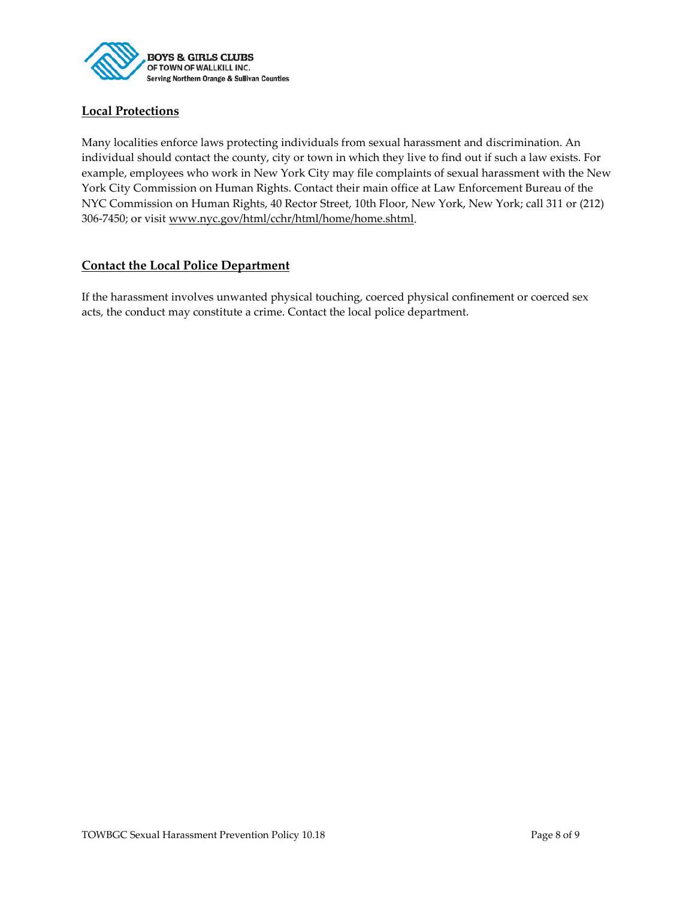## Local Protections

Many localities enforce laws protecting individuals from sexual harassment and discrimination. An individual should contact the county, city or town in which they live to find out if such a law exists. For example, employees who work in New York City may file complaints of sexual harassment with the New York City Commission on Human Rights. Contact their main office at Law Enforcement Bureau of the NYC Commission on Human Rights, 40 Rector Street, 10th Floor, New York, New York; call 311 or (212) 306-7450; or visit www.nyc.gov/html/cchr/html/home/home.shtml.

## Contact the Local Police Department

If the harassment involves unwanted physical touching, coerced physical confinement or coerced sex acts, the conduct may constitute a crime. Contact the local police department.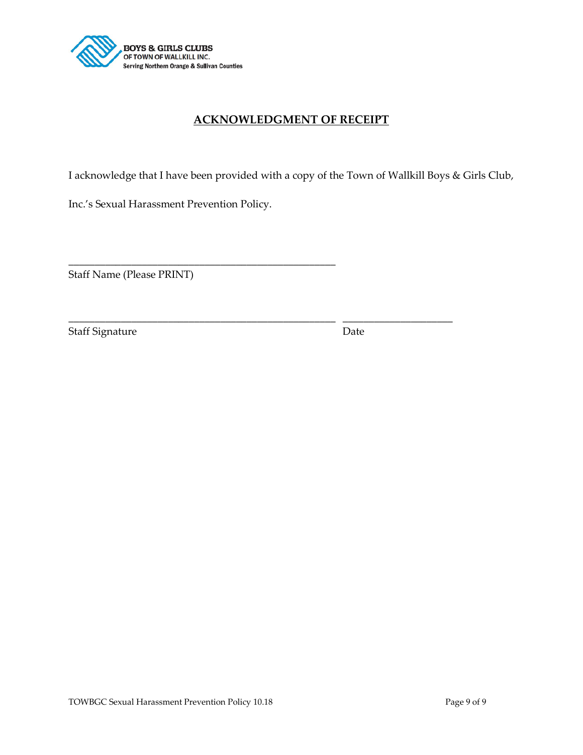BOYS & GIRLS CLUBS
OF TOWN OF WALLKILL INC.
Serving Northern Orange & Sullivan Counties

## ACKNOWLEDGMENT OF RECEIPT

I acknowledge that I have been provided with a copy of the Town of Wallkill Boys & Girls Club, Inc.'s Sexual Harassment Prevention Policy.

_______________________________________________

Staff Name (Please PRINT)

_______________________________________________ ____________________

Staff Signature Date